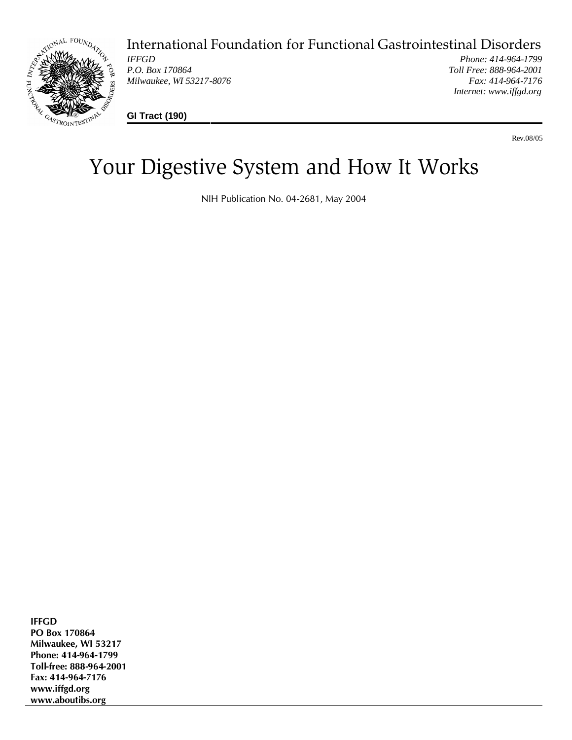International Foundation for Functional Gastrointestinal Disorders

*IFFGD*
*P.O. Box 170864*
*Milwaukee, WI 53217-8076*

*Phone: 414-964-1799*
*Toll Free: 888-964-2001*
*Fax: 414-964-7176*
*Internet: www.iffgd.org*

**GI Tract (190)**

Rev.08/05

# Your Digestive System and How It Works

NIH Publication No. 04-2681, May 2004

**IFFGD**
**PO Box 170864**
**Milwaukee, WI 53217**
**Phone: 414-964-1799**
**Toll-free: 888-964-2001**
**Fax: 414-964-7176**
**www.iffgd.org**
**www.aboutibs.org**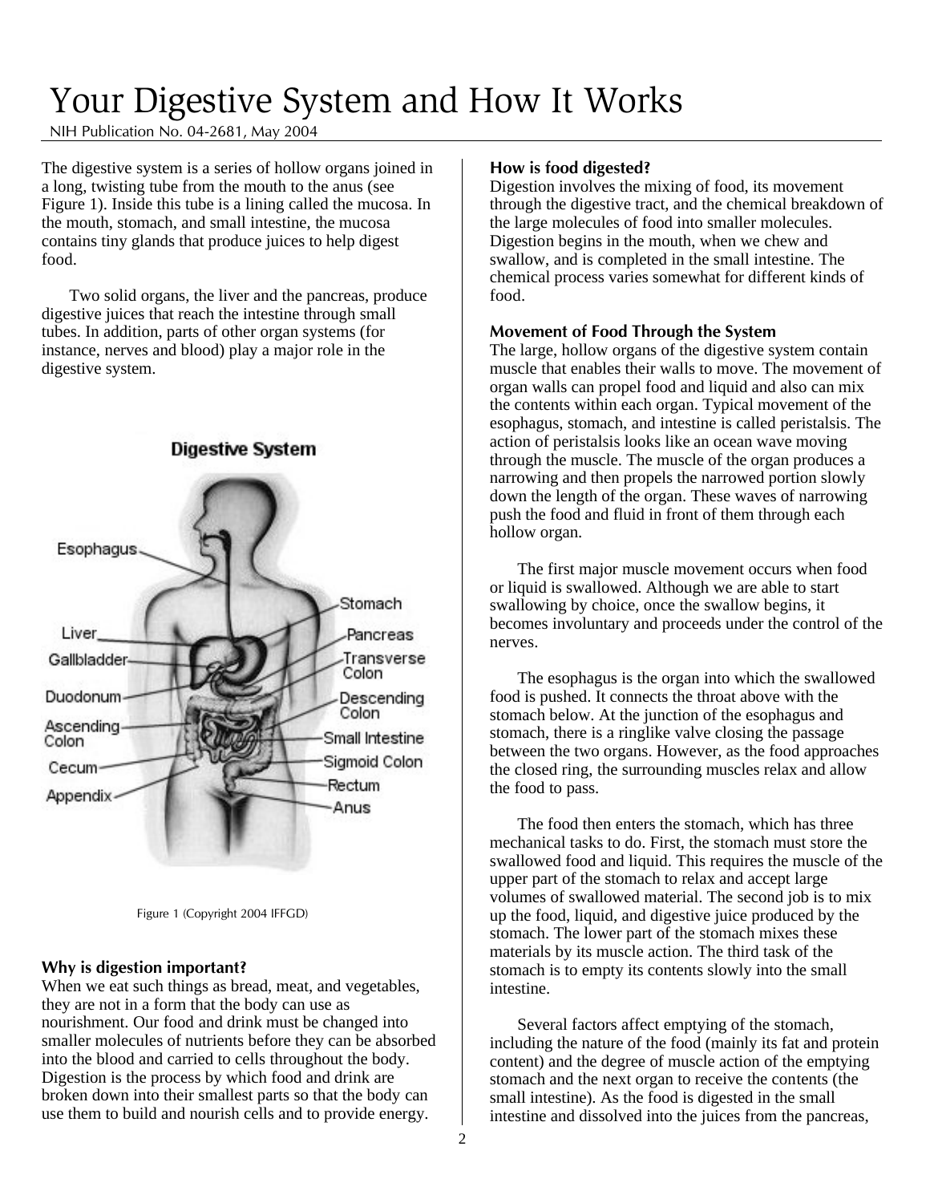# Your Digestive System and How It Works

NIH Publication No. 04-2681, May 2004

The digestive system is a series of hollow organs joined in a long, twisting tube from the mouth to the anus (see Figure 1). Inside this tube is a lining called the mucosa. In the mouth, stomach, and small intestine, the mucosa contains tiny glands that produce juices to help digest food.

Two solid organs, the liver and the pancreas, produce digestive juices that reach the intestine through small tubes. In addition, parts of other organ systems (for instance, nerves and blood) play a major role in the digestive system.

Digestive System

Esophagus
Stomach
Liver
Pancreas
Gallbladder
Transverse Colon
Duodonum
Descending Colon
Ascending Colon
Small Intestine
Cecum
Sigmoid Colon
Rectum
Appendix
Anus

Figure 1 (Copyright 2004 IFFGD)

### Why is digestion important?

When we eat such things as bread, meat, and vegetables, they are not in a form that the body can use as nourishment. Our food and drink must be changed into smaller molecules of nutrients before they can be absorbed into the blood and carried to cells throughout the body. Digestion is the process by which food and drink are broken down into their smallest parts so that the body can use them to build and nourish cells and to provide energy.

### How is food digested?

Digestion involves the mixing of food, its movement through the digestive tract, and the chemical breakdown of the large molecules of food into smaller molecules. Digestion begins in the mouth, when we chew and swallow, and is completed in the small intestine. The chemical process varies somewhat for different kinds of food.

### Movement of Food Through the System

The large, hollow organs of the digestive system contain muscle that enables their walls to move. The movement of organ walls can propel food and liquid and also can mix the contents within each organ. Typical movement of the esophagus, stomach, and intestine is called peristalsis. The action of peristalsis looks like an ocean wave moving through the muscle. The muscle of the organ produces a narrowing and then propels the narrowed portion slowly down the length of the organ. These waves of narrowing push the food and fluid in front of them through each hollow organ.

The first major muscle movement occurs when food or liquid is swallowed. Although we are able to start swallowing by choice, once the swallow begins, it becomes involuntary and proceeds under the control of the nerves.

The esophagus is the organ into which the swallowed food is pushed. It connects the throat above with the stomach below. At the junction of the esophagus and stomach, there is a ringlike valve closing the passage between the two organs. However, as the food approaches the closed ring, the surrounding muscles relax and allow the food to pass.

The food then enters the stomach, which has three mechanical tasks to do. First, the stomach must store the swallowed food and liquid. This requires the muscle of the upper part of the stomach to relax and accept large volumes of swallowed material. The second job is to mix up the food, liquid, and digestive juice produced by the stomach. The lower part of the stomach mixes these materials by its muscle action. The third task of the stomach is to empty its contents slowly into the small intestine.

Several factors affect emptying of the stomach, including the nature of the food (mainly its fat and protein content) and the degree of muscle action of the emptying stomach and the next organ to receive the contents (the small intestine). As the food is digested in the small intestine and dissolved into the juices from the pancreas,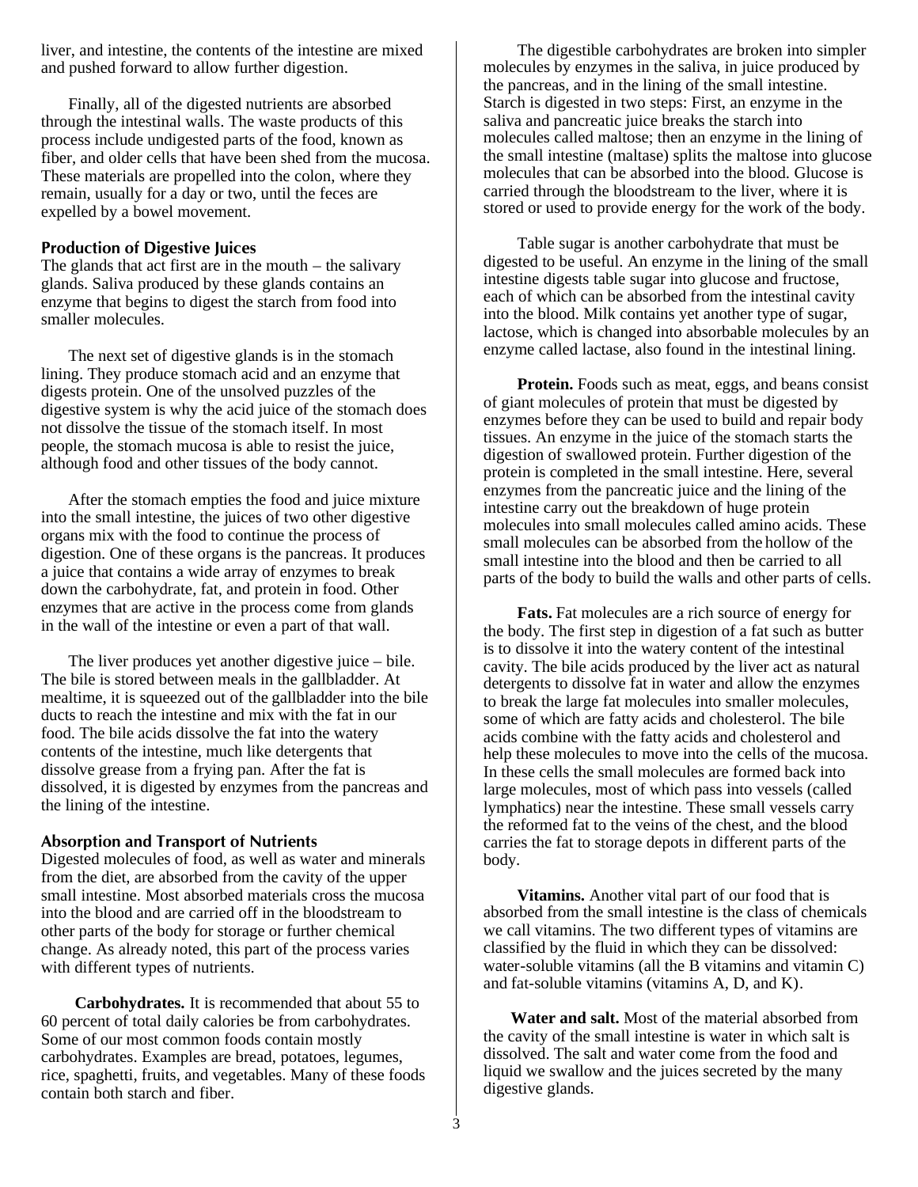liver, and intestine, the contents of the intestine are mixed and pushed forward to allow further digestion.

Finally, all of the digested nutrients are absorbed through the intestinal walls. The waste products of this process include undigested parts of the food, known as fiber, and older cells that have been shed from the mucosa. These materials are propelled into the colon, where they remain, usually for a day or two, until the feces are expelled by a bowel movement.

### Production of Digestive Juices

The glands that act first are in the mouth – the salivary glands. Saliva produced by these glands contains an enzyme that begins to digest the starch from food into smaller molecules.

The next set of digestive glands is in the stomach lining. They produce stomach acid and an enzyme that digests protein. One of the unsolved puzzles of the digestive system is why the acid juice of the stomach does not dissolve the tissue of the stomach itself. In most people, the stomach mucosa is able to resist the juice, although food and other tissues of the body cannot.

After the stomach empties the food and juice mixture into the small intestine, the juices of two other digestive organs mix with the food to continue the process of digestion. One of these organs is the pancreas. It produces a juice that contains a wide array of enzymes to break down the carbohydrate, fat, and protein in food. Other enzymes that are active in the process come from glands in the wall of the intestine or even a part of that wall.

The liver produces yet another digestive juice – bile. The bile is stored between meals in the gallbladder. At mealtime, it is squeezed out of the gallbladder into the bile ducts to reach the intestine and mix with the fat in our food. The bile acids dissolve the fat into the watery contents of the intestine, much like detergents that dissolve grease from a frying pan. After the fat is dissolved, it is digested by enzymes from the pancreas and the lining of the intestine.

### Absorption and Transport of Nutrients

Digested molecules of food, as well as water and minerals from the diet, are absorbed from the cavity of the upper small intestine. Most absorbed materials cross the mucosa into the blood and are carried off in the bloodstream to other parts of the body for storage or further chemical change. As already noted, this part of the process varies with different types of nutrients.

**Carbohydrates.** It is recommended that about 55 to 60 percent of total daily calories be from carbohydrates. Some of our most common foods contain mostly carbohydrates. Examples are bread, potatoes, legumes, rice, spaghetti, fruits, and vegetables. Many of these foods contain both starch and fiber.

The digestible carbohydrates are broken into simpler molecules by enzymes in the saliva, in juice produced by the pancreas, and in the lining of the small intestine. Starch is digested in two steps: First, an enzyme in the saliva and pancreatic juice breaks the starch into molecules called maltose; then an enzyme in the lining of the small intestine (maltase) splits the maltose into glucose molecules that can be absorbed into the blood. Glucose is carried through the bloodstream to the liver, where it is stored or used to provide energy for the work of the body.

Table sugar is another carbohydrate that must be digested to be useful. An enzyme in the lining of the small intestine digests table sugar into glucose and fructose, each of which can be absorbed from the intestinal cavity into the blood. Milk contains yet another type of sugar, lactose, which is changed into absorbable molecules by an enzyme called lactase, also found in the intestinal lining.

**Protein.** Foods such as meat, eggs, and beans consist of giant molecules of protein that must be digested by enzymes before they can be used to build and repair body tissues. An enzyme in the juice of the stomach starts the digestion of swallowed protein. Further digestion of the protein is completed in the small intestine. Here, several enzymes from the pancreatic juice and the lining of the intestine carry out the breakdown of huge protein molecules into small molecules called amino acids. These small molecules can be absorbed from the hollow of the small intestine into the blood and then be carried to all parts of the body to build the walls and other parts of cells.

**Fats.** Fat molecules are a rich source of energy for the body. The first step in digestion of a fat such as butter is to dissolve it into the watery content of the intestinal cavity. The bile acids produced by the liver act as natural detergents to dissolve fat in water and allow the enzymes to break the large fat molecules into smaller molecules, some of which are fatty acids and cholesterol. The bile acids combine with the fatty acids and cholesterol and help these molecules to move into the cells of the mucosa. In these cells the small molecules are formed back into large molecules, most of which pass into vessels (called lymphatics) near the intestine. These small vessels carry the reformed fat to the veins of the chest, and the blood carries the fat to storage depots in different parts of the body.

**Vitamins.** Another vital part of our food that is absorbed from the small intestine is the class of chemicals we call vitamins. The two different types of vitamins are classified by the fluid in which they can be dissolved: water-soluble vitamins (all the B vitamins and vitamin C) and fat-soluble vitamins (vitamins A, D, and K).

**Water and salt.** Most of the material absorbed from the cavity of the small intestine is water in which salt is dissolved. The salt and water come from the food and liquid we swallow and the juices secreted by the many digestive glands.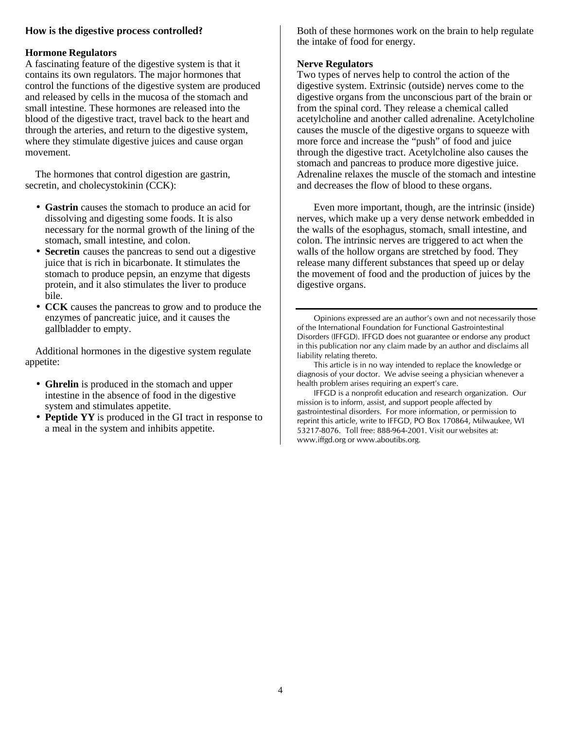## How is the digestive process controlled?

### Hormone Regulators

A fascinating feature of the digestive system is that it contains its own regulators. The major hormones that control the functions of the digestive system are produced and released by cells in the mucosa of the stomach and small intestine. These hormones are released into the blood of the digestive tract, travel back to the heart and through the arteries, and return to the digestive system, where they stimulate digestive juices and cause organ movement.

The hormones that control digestion are gastrin, secretin, and cholecystokinin (CCK):

- **Gastrin** causes the stomach to produce an acid for dissolving and digesting some foods. It is also necessary for the normal growth of the lining of the stomach, small intestine, and colon.
- **Secretin** causes the pancreas to send out a digestive juice that is rich in bicarbonate. It stimulates the stomach to produce pepsin, an enzyme that digests protein, and it also stimulates the liver to produce bile.
- **CCK** causes the pancreas to grow and to produce the enzymes of pancreatic juice, and it causes the gallbladder to empty.

Additional hormones in the digestive system regulate appetite:

- **Ghrelin** is produced in the stomach and upper intestine in the absence of food in the digestive system and stimulates appetite.
- **Peptide YY** is produced in the GI tract in response to a meal in the system and inhibits appetite.

Both of these hormones work on the brain to help regulate the intake of food for energy.

### Nerve Regulators

Two types of nerves help to control the action of the digestive system. Extrinsic (outside) nerves come to the digestive organs from the unconscious part of the brain or from the spinal cord. They release a chemical called acetylcholine and another called adrenaline. Acetylcholine causes the muscle of the digestive organs to squeeze with more force and increase the "push" of food and juice through the digestive tract. Acetylcholine also causes the stomach and pancreas to produce more digestive juice. Adrenaline relaxes the muscle of the stomach and intestine and decreases the flow of blood to these organs.

Even more important, though, are the intrinsic (inside) nerves, which make up a very dense network embedded in the walls of the esophagus, stomach, small intestine, and colon. The intrinsic nerves are triggered to act when the walls of the hollow organs are stretched by food. They release many different substances that speed up or delay the movement of food and the production of juices by the digestive organs.

---

Opinions expressed are an author's own and not necessarily those of the International Foundation for Functional Gastrointestinal Disorders (IFFGD). IFFGD does not guarantee or endorse any product in this publication nor any claim made by an author and disclaims all liability relating thereto.

This article is in no way intended to replace the knowledge or diagnosis of your doctor. We advise seeing a physician whenever a health problem arises requiring an expert's care.

IFFGD is a nonprofit education and research organization. Our mission is to inform, assist, and support people affected by gastrointestinal disorders. For more information, or permission to reprint this article, write to IFFGD, PO Box 170864, Milwaukee, WI 53217-8076. Toll free: 888-964-2001. Visit our websites at: www.iffgd.org or www.aboutibs.org.